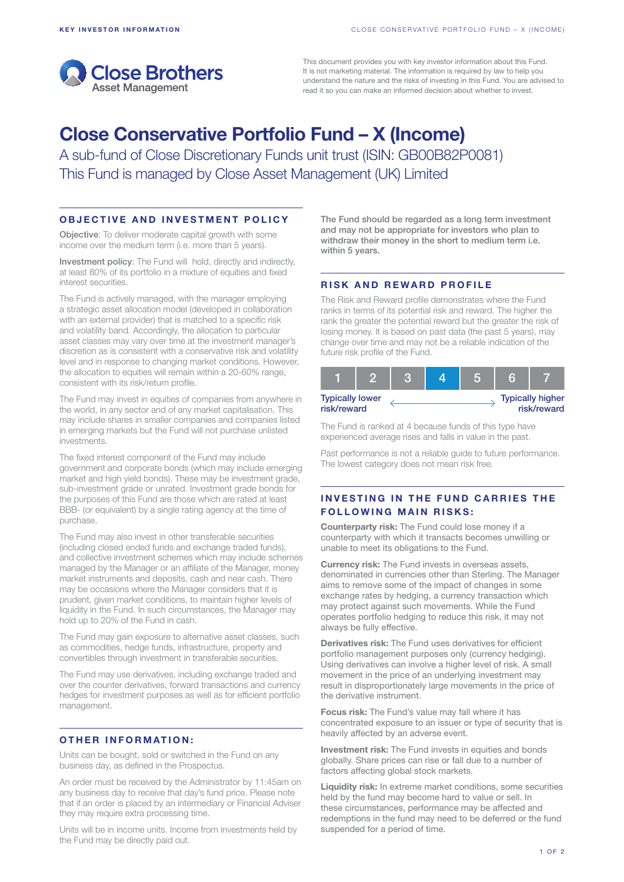Close Brothers Asset Management

This document provides you with key investor information about this Fund. It is not marketing material. The information is required by law to help you understand the nature and the risks of investing in this Fund. You are advised to read it so you can make an informed decision about whether to invest.

# Close Conservative Portfolio Fund – X (Income)

A sub-fund of Close Discretionary Funds unit trust (ISIN: GB00B82P0081)
This Fund is managed by Close Asset Management (UK) Limited

## OBJECTIVE AND INVESTMENT POLICY

**Objective**: To deliver moderate capital growth with some income over the medium term (i.e. more than 5 years).

**Investment policy**: The Fund will hold, directly and indirectly, at least 80% of its portfolio in a mixture of equities and fixed interest securities.

The Fund is actively managed, with the manager employing a strategic asset allocation model (developed in collaboration with an external provider) that is matched to a specific risk and volatility band. Accordingly, the allocation to particular asset classes may vary over time at the investment manager's discretion as is consistent with a conservative risk and volatility level and in response to changing market conditions. However, the allocation to equities will remain within a 20-60% range, consistent with its risk/return profile.

The Fund may invest in equities of companies from anywhere in the world, in any sector and of any market capitalisation. This may include shares in smaller companies and companies listed in emerging markets but the Fund will not purchase unlisted investments.

The fixed interest component of the Fund may include government and corporate bonds (which may include emerging market and high yield bonds). These may be investment grade, sub-investment grade or unrated. Investment grade bonds for the purposes of this Fund are those which are rated at least BBB- (or equivalent) by a single rating agency at the time of purchase.

The Fund may also invest in other transferable securities (including closed ended funds and exchange traded funds), and collective investment schemes which may include schemes managed by the Manager or an affiliate of the Manager, money market instruments and deposits, cash and near cash. There may be occasions where the Manager considers that it is prudent, given market conditions, to maintain higher levels of liquidity in the Fund. In such circumstances, the Manager may hold up to 20% of the Fund in cash.

The Fund may gain exposure to alternative asset classes, such as commodities, hedge funds, infrastructure, property and convertibles through investment in transferable securities.

The Fund may use derivatives, including exchange traded and over the counter derivatives, forward transactions and currency hedges for investment purposes as well as for efficient portfolio management.

## OTHER INFORMATION:

Units can be bought, sold or switched in the Fund on any business day, as defined in the Prospectus.

An order must be received by the Administrator by 11:45am on any business day to receive that day's fund price. Please note that if an order is placed by an intermediary or Financial Adviser they may require extra processing time.

Units will be in income units. Income from investments held by the Fund may be directly paid out.

**The Fund should be regarded as a long term investment and may not be appropriate for investors who plan to withdraw their money in the short to medium term i.e. within 5 years.**

## RISK AND REWARD PROFILE

The Risk and Reward profile demonstrates where the Fund ranks in terms of its potential risk and reward. The higher the rank the greater the potential reward but the greater the risk of losing money. It is based on past data (the past 5 years), may change over time and may not be a reliable indication of the future risk profile of the Fund.

| 1 | 2 | 3 | **4** | 5 | 6 | 7 |
|---|---|---|---|---|---|---|

Typically lower risk/reward ⟷ Typically higher risk/reward

The Fund is ranked at 4 because funds of this type have experienced average rises and falls in value in the past.

Past performance is not a reliable guide to future performance. The lowest category does not mean risk free.

## INVESTING IN THE FUND CARRIES THE FOLLOWING MAIN RISKS:

**Counterparty risk:** The Fund could lose money if a counterparty with which it transacts becomes unwilling or unable to meet its obligations to the Fund.

**Currency risk:** The Fund invests in overseas assets, denominated in currencies other than Sterling. The Manager aims to remove some of the impact of changes in some exchange rates by hedging, a currency transaction which may protect against such movements. While the Fund operates portfolio hedging to reduce this risk, it may not always be fully effective.

**Derivatives risk:** The Fund uses derivatives for efficient portfolio management purposes only (currency hedging). Using derivatives can involve a higher level of risk. A small movement in the price of an underlying investment may result in disproportionately large movements in the price of the derivative instrument.

**Focus risk:** The Fund's value may fall where it has concentrated exposure to an issuer or type of security that is heavily affected by an adverse event.

**Investment risk:** The Fund invests in equities and bonds globally. Share prices can rise or fall due to a number of factors affecting global stock markets.

**Liquidity risk:** In extreme market conditions, some securities held by the fund may become hard to value or sell. In these circumstances, performance may be affected and redemptions in the fund may need to be deferred or the fund suspended for a period of time.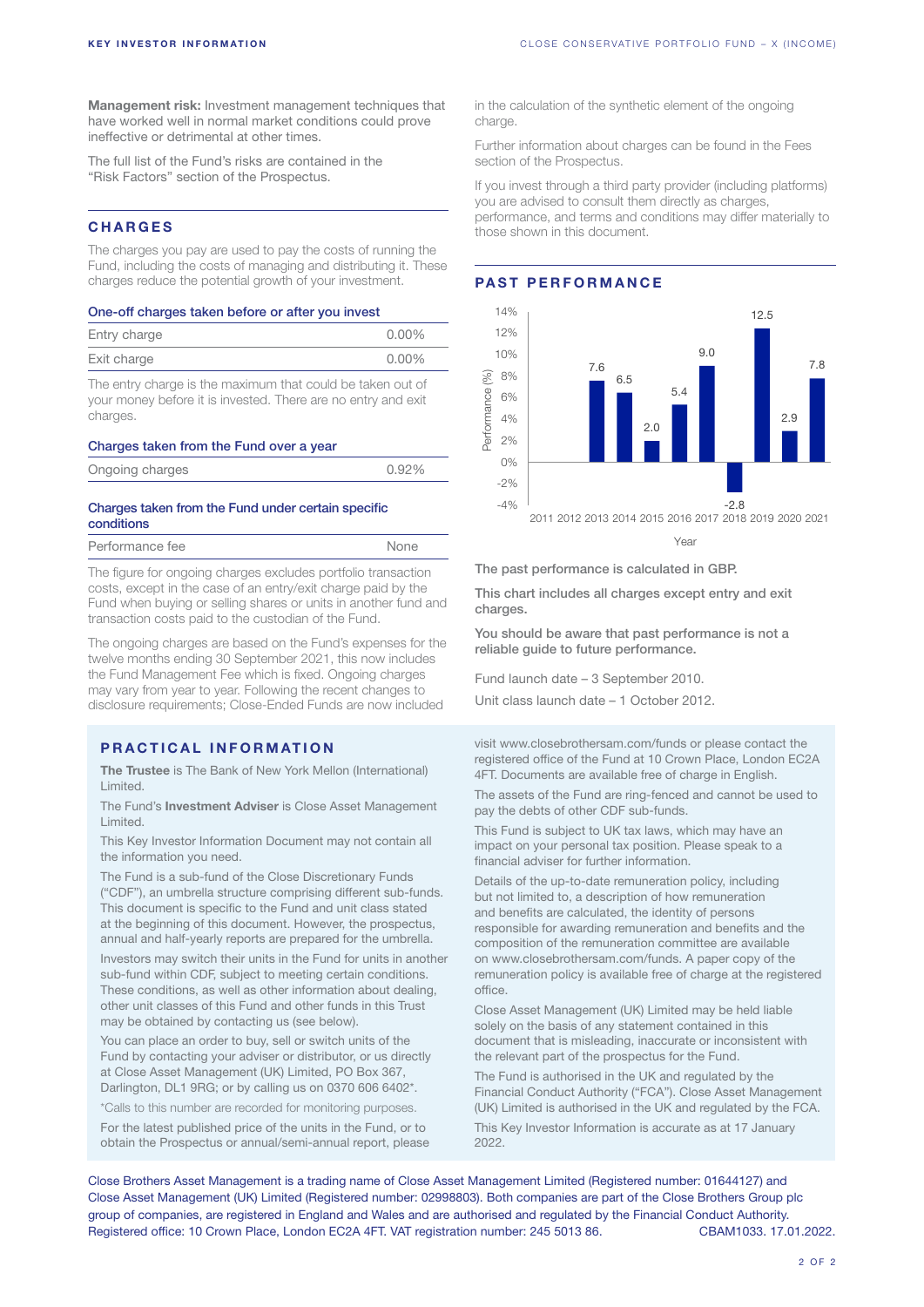**Management risk:** Investment management techniques that have worked well in normal market conditions could prove ineffective or detrimental at other times.

The full list of the Fund's risks are contained in the "Risk Factors" section of the Prospectus.

## CHARGES

The charges you pay are used to pay the costs of running the Fund, including the costs of managing and distributing it. These charges reduce the potential growth of your investment.

| One-off charges taken before or after you invest | |
|---|---|
| Entry charge | 0.00% |
| Exit charge | 0.00% |

The entry charge is the maximum that could be taken out of your money before it is invested. There are no entry and exit charges.

| Charges taken from the Fund over a year | |
|---|---|
| Ongoing charges | 0.92% |

| Charges taken from the Fund under certain specific conditions | |
|---|---|
| Performance fee | None |

The figure for ongoing charges excludes portfolio transaction costs, except in the case of an entry/exit charge paid by the Fund when buying or selling shares or units in another fund and transaction costs paid to the custodian of the Fund.

The ongoing charges are based on the Fund's expenses for the twelve months ending 30 September 2021, this now includes the Fund Management Fee which is fixed. Ongoing charges may vary from year to year. Following the recent changes to disclosure requirements; Close-Ended Funds are now included in the calculation of the synthetic element of the ongoing charge.

Further information about charges can be found in the Fees section of the Prospectus.

If you invest through a third party provider (including platforms) you are advised to consult them directly as charges, performance, and terms and conditions may differ materially to those shown in this document.

## PAST PERFORMANCE

Performance (%)

14%
12%
10%
8%
6%
4%
2%
0%
-2%
-4%

7.6
6.5
2.0
5.4
9.0
-2.8
12.5
2.9
7.8

2011 2012 2013 2014 2015 2016 2017 2018 2019 2020 2021

Year

The past performance is calculated in GBP.

This chart includes all charges except entry and exit charges.

You should be aware that past performance is not a reliable guide to future performance.

Fund launch date – 3 September 2010.

Unit class launch date – 1 October 2012.

## PRACTICAL INFORMATION

**The Trustee** is The Bank of New York Mellon (International) Limited.

The Fund's **Investment Adviser** is Close Asset Management Limited.

This Key Investor Information Document may not contain all the information you need.

The Fund is a sub-fund of the Close Discretionary Funds ("CDF"), an umbrella structure comprising different sub-funds. This document is specific to the Fund and unit class stated at the beginning of this document. However, the prospectus, annual and half-yearly reports are prepared for the umbrella.

Investors may switch their units in the Fund for units in another sub-fund within CDF, subject to meeting certain conditions. These conditions, as well as other information about dealing, other unit classes of this Fund and other funds in this Trust may be obtained by contacting us (see below).

You can place an order to buy, sell or switch units of the Fund by contacting your adviser or distributor, or us directly at Close Asset Management (UK) Limited, PO Box 367, Darlington, DL1 9RG; or by calling us on 0370 606 6402*.

*Calls to this number are recorded for monitoring purposes.

For the latest published price of the units in the Fund, or to obtain the Prospectus or annual/semi-annual report, please visit www.closebrothersam.com/funds or please contact the registered office of the Fund at 10 Crown Place, London EC2A 4FT. Documents are available free of charge in English.

The assets of the Fund are ring-fenced and cannot be used to pay the debts of other CDF sub-funds.

This Fund is subject to UK tax laws, which may have an impact on your personal tax position. Please speak to a financial adviser for further information.

Details of the up-to-date remuneration policy, including but not limited to, a description of how remuneration and benefits are calculated, the identity of persons responsible for awarding remuneration and benefits and the composition of the remuneration committee are available on www.closebrothersam.com/funds. A paper copy of the remuneration policy is available free of charge at the registered office.

Close Asset Management (UK) Limited may be held liable solely on the basis of any statement contained in this document that is misleading, inaccurate or inconsistent with the relevant part of the prospectus for the Fund.

The Fund is authorised in the UK and regulated by the Financial Conduct Authority ("FCA"). Close Asset Management (UK) Limited is authorised in the UK and regulated by the FCA.

This Key Investor Information is accurate as at 17 January 2022.

Close Brothers Asset Management is a trading name of Close Asset Management Limited (Registered number: 01644127) and Close Asset Management (UK) Limited (Registered number: 02998803). Both companies are part of the Close Brothers Group plc group of companies, are registered in England and Wales and are authorised and regulated by the Financial Conduct Authority. Registered office: 10 Crown Place, London EC2A 4FT. VAT registration number: 245 5013 86. CBAM1033. 17.01.2022.